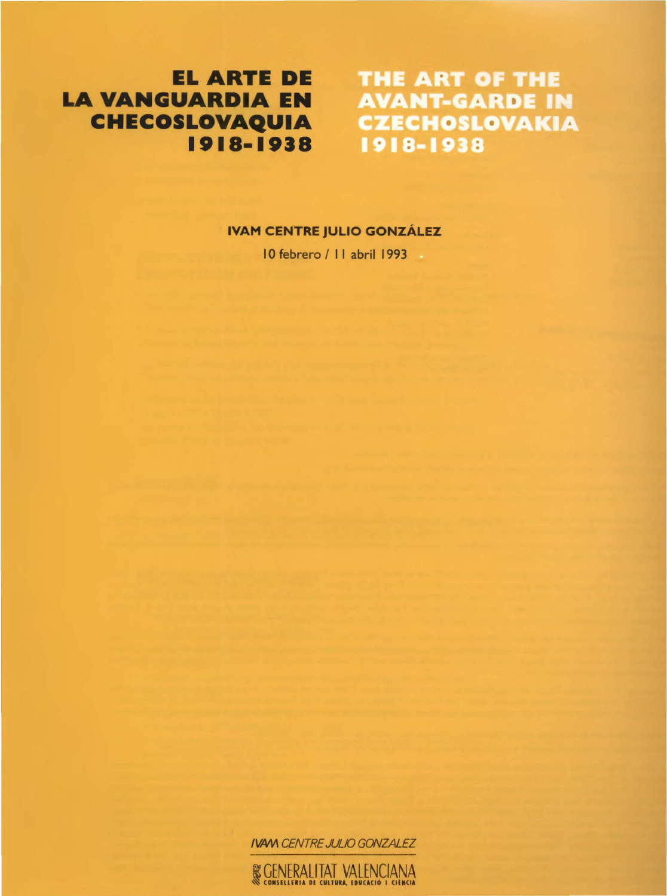# EL ARTE DE LA VANGUARDIA EN CHECOSLOVAQUIA 1918-1938

# THE ART OF THE AVANT-GARDE IN CZECHOSLOVAKIA 1918-1938

**IVAM CENTRE JULIO GONZÁLEZ**

10 febrero / 11 abril 1993

*IVAM CENTRE JULIO GONZALEZ*

GENERALITAT VALENCIANA
CONSELLERIA DE CULTURA, EDUCACIÓ I CIÈNCIA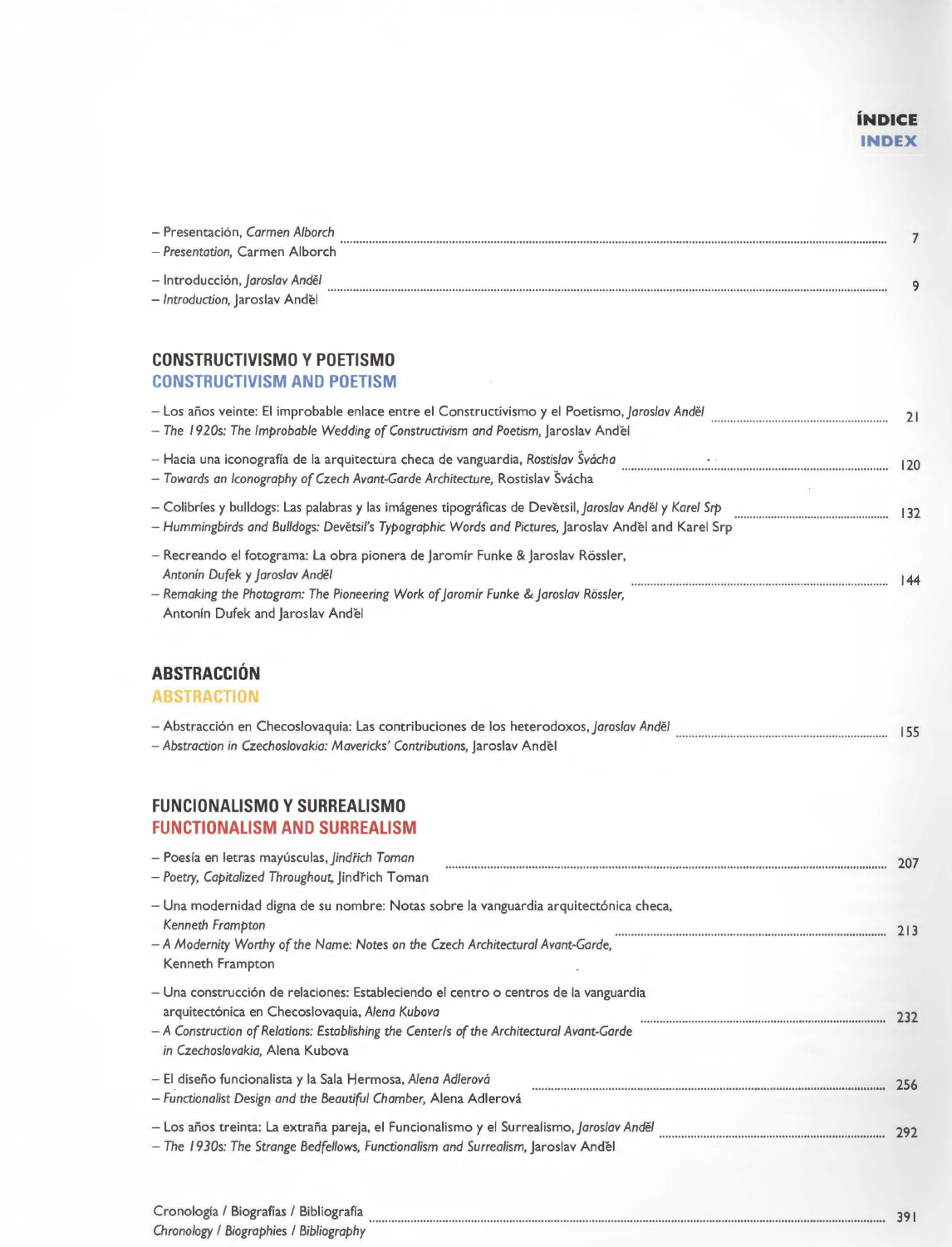# ÍNDICE
# INDEX

– Presentación, *Carmen Alborch* ........ 7
– *Presentation*, Carmen Alborch

– Introducción, *Jaroslav Anděl* ........ 9
– *Introduction*, Jaroslav Anděl

## CONSTRUCTIVISMO Y POETISMO
## CONSTRUCTIVISM AND POETISM

– Los años veinte: El improbable enlace entre el Constructivismo y el Poetismo, *Jaroslav Anděl* ........ 21
– *The 1920s: The Improbable Wedding of Constructivism and Poetism*, Jaroslav Anděl

– Hacia una iconografía de la arquitectura checa de vanguardia, *Rostislav Švácha* ........ 120
– *Towards an Iconography of Czech Avant-Garde Architecture*, Rostislav Švácha

– Colibríes y bulldogs: Las palabras y las imágenes tipográficas de Devětsil, *Jaroslav Anděl y Karel Srp* ........ 132
– *Hummingbirds and Bulldogs: Devětsil's Typographic Words and Pictures*, Jaroslav Anděl and Karel Srp

– Recreando el fotograma: La obra pionera de Jaromír Funke & Jaroslav Rössler, *Antonín Dufek y Jaroslav Anděl* ........ 144
– *Remaking the Photogram: The Pioneering Work of Jaromír Funke & Jaroslav Rössler*, Antonín Dufek and Jaroslav Anděl

## ABSTRACCIÓN
## ABSTRACTION

– Abstracción en Checoslovaquia: Las contribuciones de los heterodoxos, *Jaroslav Anděl* ........ 155
– *Abstraction in Czechoslovakia: Mavericks' Contributions*, Jaroslav Anděl

## FUNCIONALISMO Y SURREALISMO
## FUNCTIONALISM AND SURREALISM

– Poesía en letras mayúsculas, *Jindřich Toman* ........ 207
– *Poetry, Capitalized Throughout*, Jindřich Toman

– Una modernidad digna de su nombre: Notas sobre la vanguardia arquitectónica checa, *Kenneth Frampton* ........ 213
– *A Modernity Worthy of the Name: Notes on the Czech Architectural Avant-Garde*, Kenneth Frampton

– Una construcción de relaciones: Estableciendo el centro o centros de la vanguardia arquitectónica en Checoslovaquia, *Alena Kubova* ........ 232
– *A Construction of Relations: Establishing the Center/s of the Architectural Avant-Garde in Czechoslovakia*, Alena Kubova

– El diseño funcionalista y la Sala Hermosa, *Alena Adlerová* ........ 256
– *Functionalist Design and the Beautiful Chamber*, Alena Adlerová

– Los años treinta: La extraña pareja, el Funcionalismo y el Surrealismo, *Jaroslav Anděl* ........ 292
– *The 1930s: The Strange Bedfellows, Functionalism and Surrealism*, Jaroslav Anděl

Cronología / Biografías / Bibliografía ........ 391
*Chronology / Biographies / Bibliography*